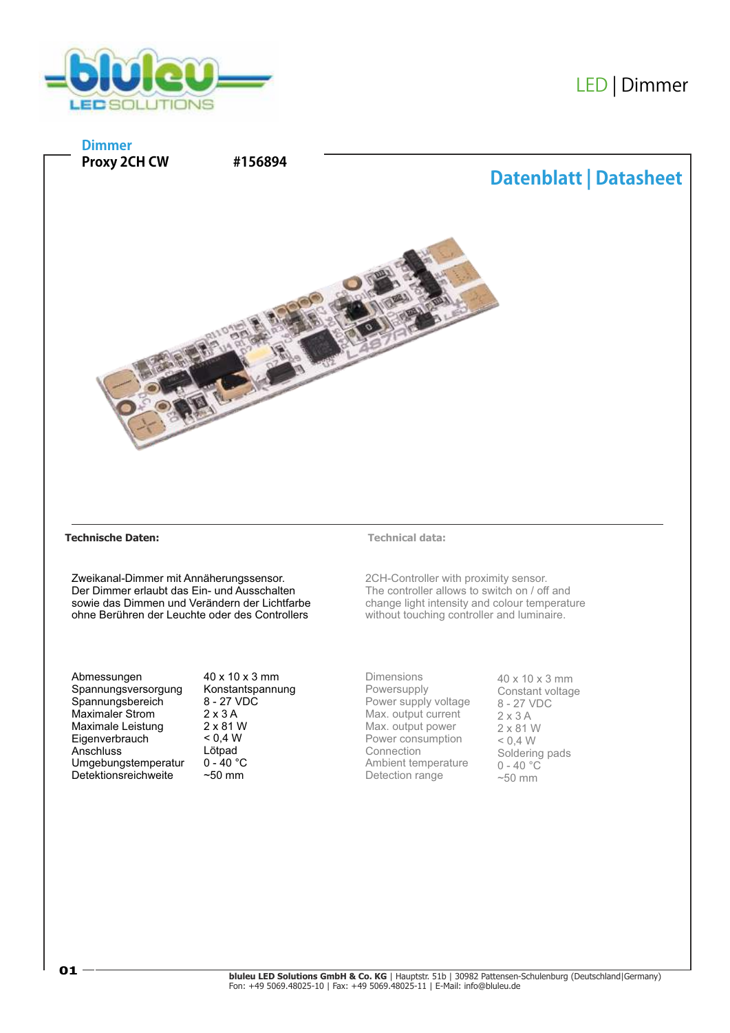LED | Dimmer

**Dimmer**

**Proxy 2CH CW** **#156894**

# Datenblatt | Datasheet

**Technische Daten:**

Zweikanal-Dimmer mit Annäherungssensor.
Der Dimmer erlaubt das Ein- und Ausschalten sowie das Dimmen und Verändern der Lichtfarbe ohne Berühren der Leuchte oder des Controllers

| | |
|---|---|
| Abmessungen | 40 x 10 x 3 mm |
| Spannungsversorgung | Konstantspannung |
| Spannungsbereich | 8 - 27 VDC |
| Maximaler Strom | 2 x 3 A |
| Maximale Leistung | 2 x 81 W |
| Eigenverbrauch | < 0,4 W |
| Anschluss | Lötpad |
| Umgebungstemperatur | 0 - 40 °C |
| Detektionsreichweite | ~50 mm |

**Technical data:**

2CH-Controller with proximity sensor.
The controller allows to switch on / off and change light intensity and colour temperature without touching controller and luminaire.

| | |
|---|---|
| Dimensions | 40 x 10 x 3 mm |
| Powersupply | Constant voltage |
| Power supply voltage | 8 - 27 VDC |
| Max. output current | 2 x 3 A |
| Max. output power | 2 x 81 W |
| Power consumption | < 0,4 W |
| Connection | Soldering pads |
| Ambient temperature | 0 - 40 °C |
| Detection range | ~50 mm |

**bluleu LED Solutions GmbH & Co. KG** | Hauptstr. 51b | 30982 Pattensen-Schulenburg (Deutschland|Germany)
Fon: +49 5069.48025-10 | Fax: +49 5069.48025-11 | E-Mail: info@bluleu.de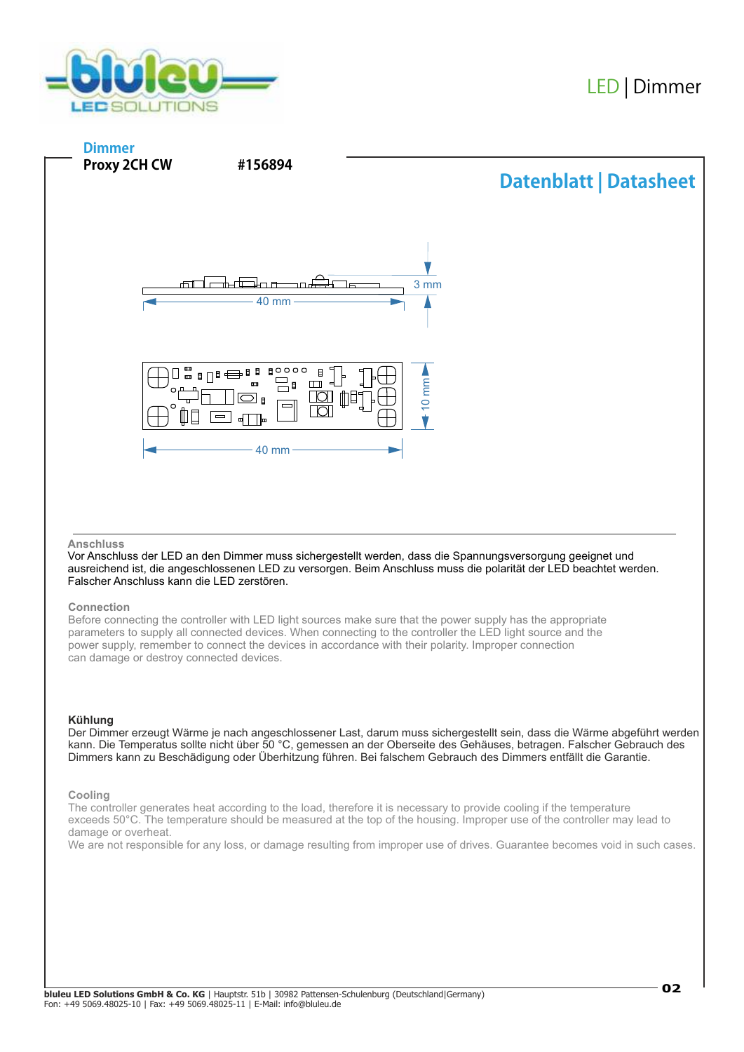**Dimmer**

**Proxy 2CH CW** **#156894**

## Datenblatt | Datasheet

3 mm

40 mm

10 mm

40 mm

### Anschluss

Vor Anschluss der LED an den Dimmer muss sichergestellt werden, dass die Spannungsversorgung geeignet und ausreichend ist, die angeschlossenen LED zu versorgen. Beim Anschluss muss die polarität der LED beachtet werden. Falscher Anschluss kann die LED zerstören.

### Connection

Before connecting the controller with LED light sources make sure that the power supply has the appropriate parameters to supply all connected devices. When connecting to the controller the LED light source and the power supply, remember to connect the devices in accordance with their polarity. Improper connection can damage or destroy connected devices.

### Kühlung

Der Dimmer erzeugt Wärme je nach angeschlossener Last, darum muss sichergestellt sein, dass die Wärme abgeführt werden kann. Die Temperatus sollte nicht über 50 °C, gemessen an der Oberseite des Gehäuses, betragen. Falscher Gebrauch des Dimmers kann zu Beschädigung oder Überhitzung führen. Bei falschem Gebrauch des Dimmers entfällt die Garantie.

### Cooling

The controller generates heat according to the load, therefore it is necessary to provide cooling if the temperature exceeds 50°C. The temperature should be measured at the top of the housing. Improper use of the controller may lead to damage or overheat.

We are not responsible for any loss, or damage resulting from improper use of drives. Guarantee becomes void in such cases.

**bluleu LED Solutions GmbH & Co. KG** | Hauptstr. 51b | 30982 Pattensen-Schulenburg (Deutschland|Germany)
Fon: +49 5069.48025-10 | Fax: +49 5069.48025-11 | E-Mail: info@bluleu.de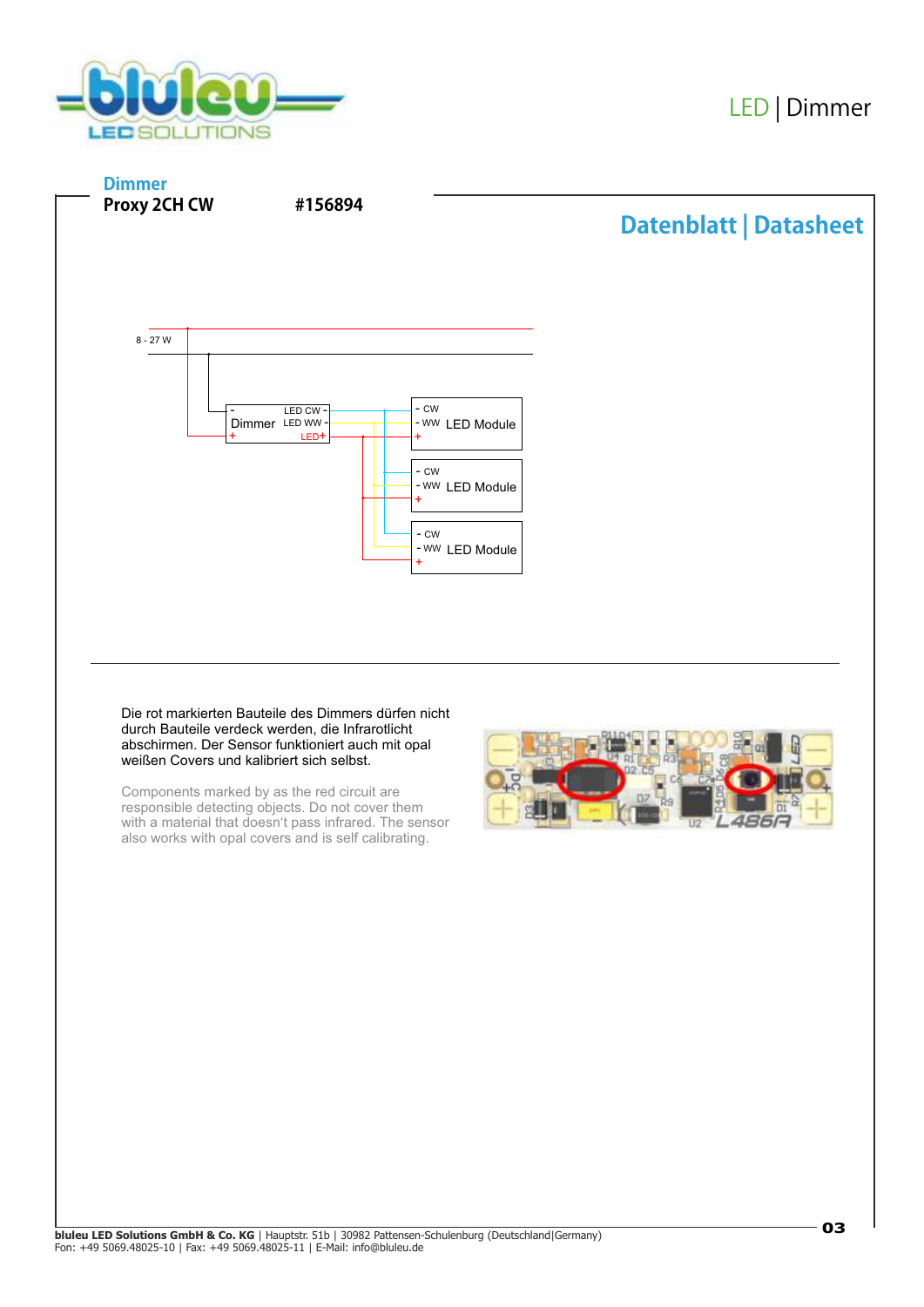LED | Dimmer

**Dimmer**

**Proxy 2CH CW** **#156894**

## Datenblatt | Datasheet

8 - 27 W

- Dimmer +
LED CW -
LED WW -
LED+

- CW
- WW LED Module
+

- CW
- WW LED Module
+

- CW
- WW LED Module
+

Die rot markierten Bauteile des Dimmers dürfen nicht durch Bauteile verdeck werden, die Infrarotlicht abschirmen. Der Sensor funktioniert auch mit opal weißen Covers und kalibriert sich selbst.

Components marked by as the red circuit are responsible detecting objects. Do not cover them with a material that doesn't pass infrared. The sensor also works with opal covers and is self calibrating.

**bluleu LED Solutions GmbH & Co. KG** | Hauptstr. 51b | 30982 Pattensen-Schulenburg (Deutschland|Germany)
Fon: +49 5069.48025-10 | Fax: +49 5069.48025-11 | E-Mail: info@bluleu.de